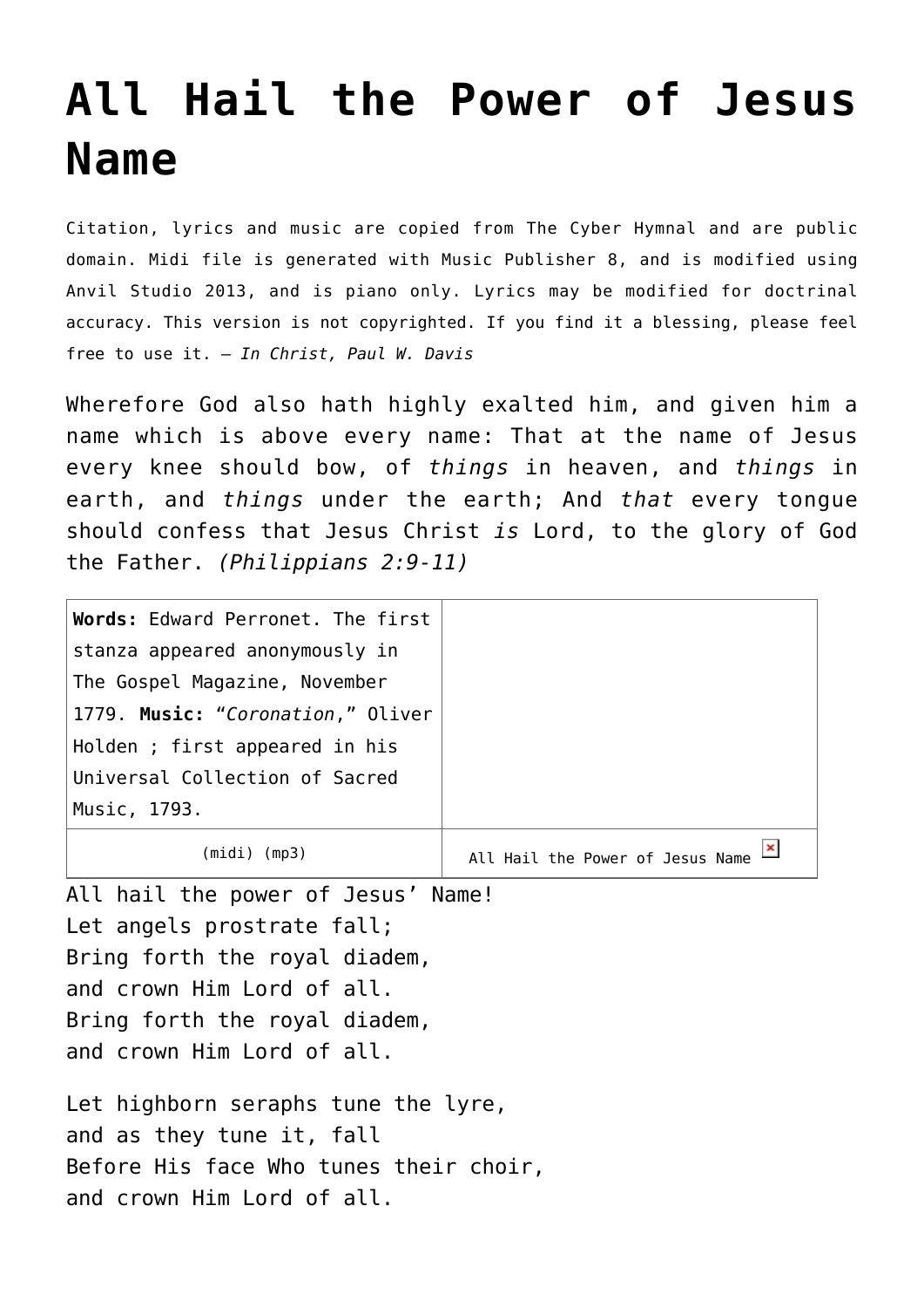# All Hail the Power of Jesus Name

Citation, lyrics and music are copied from The Cyber Hymnal and are public domain. Midi file is generated with Music Publisher 8, and is modified using Anvil Studio 2013, and is piano only. Lyrics may be modified for doctrinal accuracy. This version is not copyrighted. If you find it a blessing, please feel free to use it. – *In Christ, Paul W. Davis*

Wherefore God also hath highly exalted him, and given him a name which is above every name: That at the name of Jesus every knee should bow, of *things* in heaven, and *things* in earth, and *things* under the earth; And *that* every tongue should confess that Jesus Christ *is* Lord, to the glory of God the Father. *(Philippians 2:9-11)*

| **Words:** Edward Perronet. The first stanza appeared anonymously in The Gospel Magazine, November 1779. **Music:** "*Coronation*," Oliver Holden ; first appeared in his Universal Collection of Sacred Music, 1793. | |
|---|---|
| (midi) (mp3) | All Hail the Power of Jesus Name |

All hail the power of Jesus' Name!
Let angels prostrate fall;
Bring forth the royal diadem,
and crown Him Lord of all.
Bring forth the royal diadem,
and crown Him Lord of all.

Let highborn seraphs tune the lyre,
and as they tune it, fall
Before His face Who tunes their choir,
and crown Him Lord of all.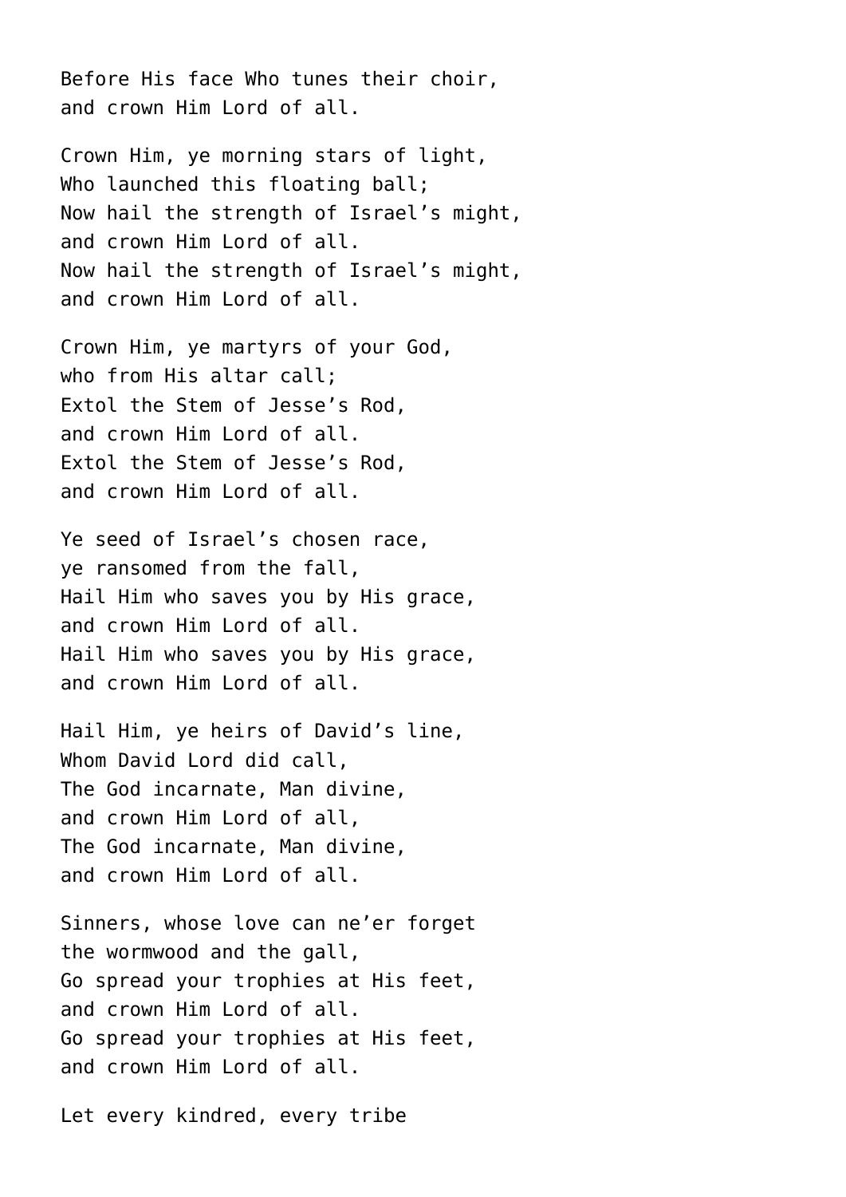Before His face Who tunes their choir,
and crown Him Lord of all.

Crown Him, ye morning stars of light,
Who launched this floating ball;
Now hail the strength of Israel’s might,
and crown Him Lord of all.
Now hail the strength of Israel’s might,
and crown Him Lord of all.

Crown Him, ye martyrs of your God,
who from His altar call;
Extol the Stem of Jesse’s Rod,
and crown Him Lord of all.
Extol the Stem of Jesse’s Rod,
and crown Him Lord of all.

Ye seed of Israel’s chosen race,
ye ransomed from the fall,
Hail Him who saves you by His grace,
and crown Him Lord of all.
Hail Him who saves you by His grace,
and crown Him Lord of all.

Hail Him, ye heirs of David’s line,
Whom David Lord did call,
The God incarnate, Man divine,
and crown Him Lord of all,
The God incarnate, Man divine,
and crown Him Lord of all.

Sinners, whose love can ne’er forget
the wormwood and the gall,
Go spread your trophies at His feet,
and crown Him Lord of all.
Go spread your trophies at His feet,
and crown Him Lord of all.

Let every kindred, every tribe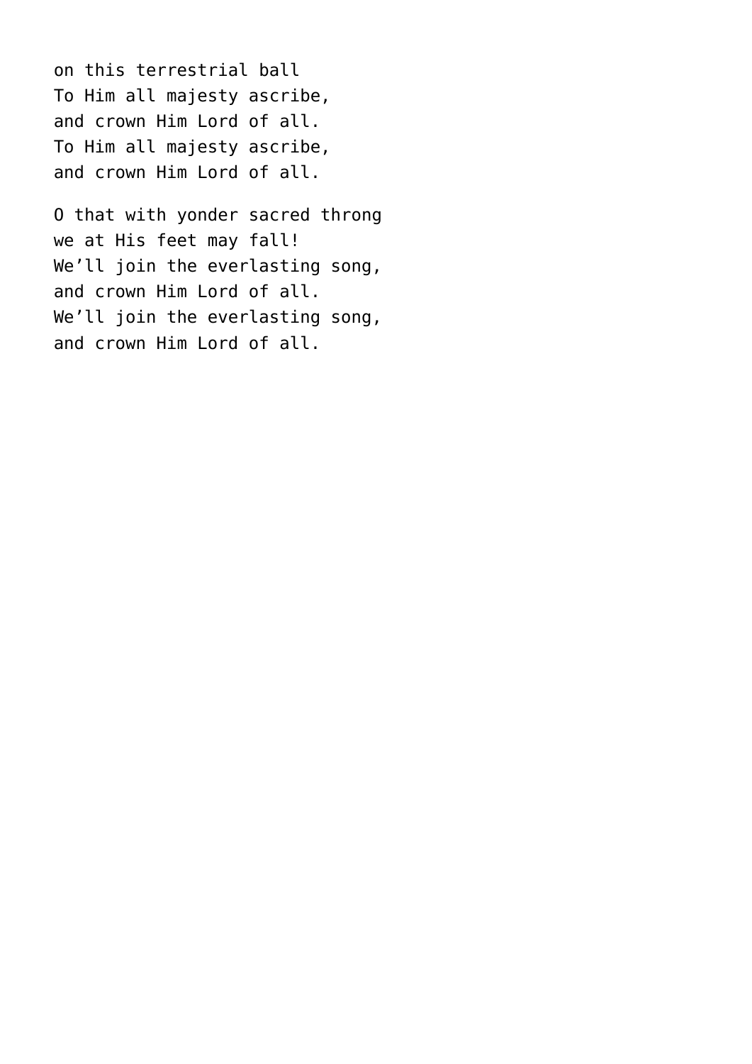on this terrestrial ball
To Him all majesty ascribe,
and crown Him Lord of all.
To Him all majesty ascribe,
and crown Him Lord of all.

O that with yonder sacred throng
we at His feet may fall!
We’ll join the everlasting song,
and crown Him Lord of all.
We’ll join the everlasting song,
and crown Him Lord of all.